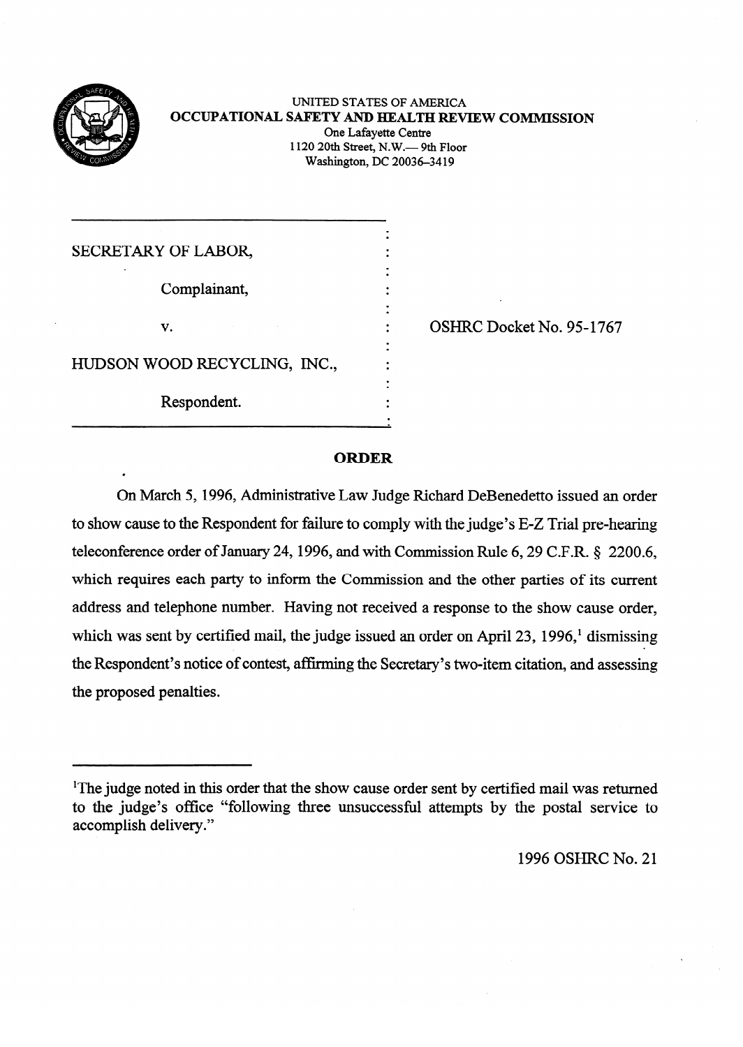UNITED STATES OF AMERICA

**OCCUPATIONAL SAFETY AND HEALTH REVIEW COMMISSION**

One Lafayette Centre
1120 20th Street, N.W.— 9th Floor
Washington, DC 20036–3419

| | |
|---|---|
| SECRETARY OF LABOR,<br><br>Complainant,<br><br>v.<br><br>HUDSON WOOD RECYCLING, INC.,<br><br>Respondent. | OSHRC Docket No. 95-1767 |

## ORDER

On March 5, 1996, Administrative Law Judge Richard DeBenedetto issued an order to show cause to the Respondent for failure to comply with the judge's E-Z Trial pre-hearing teleconference order of January 24, 1996, and with Commission Rule 6, 29 C.F.R. § 2200.6, which requires each party to inform the Commission and the other parties of its current address and telephone number. Having not received a response to the show cause order, which was sent by certified mail, the judge issued an order on April 23, 1996,[1] dismissing the Respondent's notice of contest, affirming the Secretary's two-item citation, and assessing the proposed penalties.

[1] The judge noted in this order that the show cause order sent by certified mail was returned to the judge's office "following three unsuccessful attempts by the postal service to accomplish delivery."

1996 OSHRC No. 21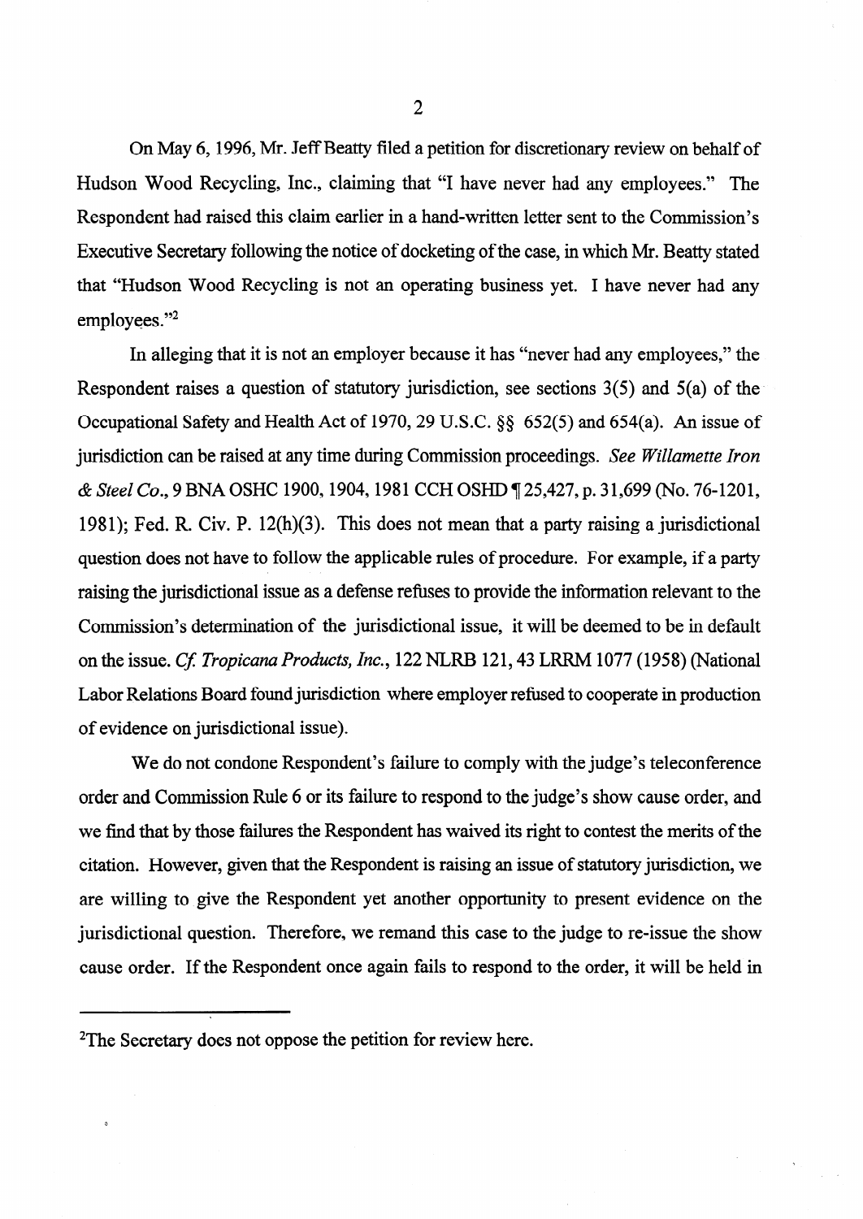On May 6, 1996, Mr. Jeff Beatty filed a petition for discretionary review on behalf of Hudson Wood Recycling, Inc., claiming that "I have never had any employees." The Respondent had raised this claim earlier in a hand-written letter sent to the Commission's Executive Secretary following the notice of docketing of the case, in which Mr. Beatty stated that "Hudson Wood Recycling is not an operating business yet. I have never had any employees."[2]

In alleging that it is not an employer because it has "never had any employees," the Respondent raises a question of statutory jurisdiction, see sections 3(5) and 5(a) of the Occupational Safety and Health Act of 1970, 29 U.S.C. §§ 652(5) and 654(a). An issue of jurisdiction can be raised at any time during Commission proceedings. *See Willamette Iron & Steel Co.*, 9 BNA OSHC 1900, 1904, 1981 CCH OSHD ¶ 25,427, p. 31,699 (No. 76-1201, 1981); Fed. R. Civ. P. 12(h)(3). This does not mean that a party raising a jurisdictional question does not have to follow the applicable rules of procedure. For example, if a party raising the jurisdictional issue as a defense refuses to provide the information relevant to the Commission's determination of the jurisdictional issue, it will be deemed to be in default on the issue. *Cf. Tropicana Products, Inc.*, 122 NLRB 121, 43 LRRM 1077 (1958) (National Labor Relations Board found jurisdiction where employer refused to cooperate in production of evidence on jurisdictional issue).

We do not condone Respondent's failure to comply with the judge's teleconference order and Commission Rule 6 or its failure to respond to the judge's show cause order, and we find that by those failures the Respondent has waived its right to contest the merits of the citation. However, given that the Respondent is raising an issue of statutory jurisdiction, we are willing to give the Respondent yet another opportunity to present evidence on the jurisdictional question. Therefore, we remand this case to the judge to re-issue the show cause order. If the Respondent once again fails to respond to the order, it will be held in

---

[2] The Secretary does not oppose the petition for review here.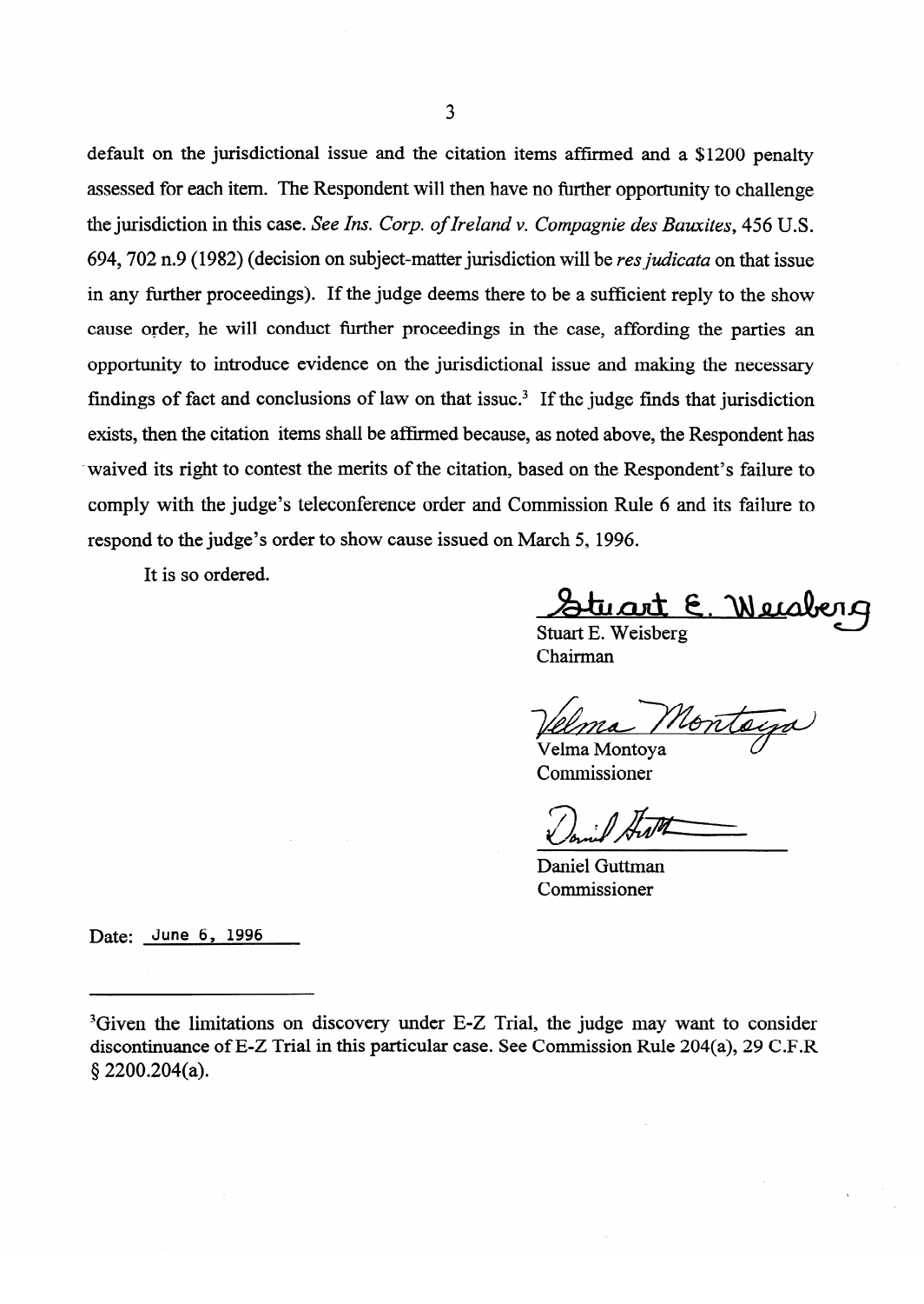default on the jurisdictional issue and the citation items affirmed and a $1200 penalty assessed for each item. The Respondent will then have no further opportunity to challenge the jurisdiction in this case. *See Ins. Corp. of Ireland v. Compagnie des Bauxites*, 456 U.S. 694, 702 n.9 (1982) (decision on subject-matter jurisdiction will be *res judicata* on that issue in any further proceedings). If the judge deems there to be a sufficient reply to the show cause order, he will conduct further proceedings in the case, affording the parties an opportunity to introduce evidence on the jurisdictional issue and making the necessary findings of fact and conclusions of law on that issue.[3] If the judge finds that jurisdiction exists, then the citation items shall be affirmed because, as noted above, the Respondent has waived its right to contest the merits of the citation, based on the Respondent's failure to comply with the judge's teleconference order and Commission Rule 6 and its failure to respond to the judge's order to show cause issued on March 5, 1996.

It is so ordered.

Stuart E. Weisberg
Chairman

Velma Montoya
Commissioner

Daniel Guttman
Commissioner

Date: June 6, 1996

---

[3]Given the limitations on discovery under E-Z Trial, the judge may want to consider discontinuance of E-Z Trial in this particular case. See Commission Rule 204(a), 29 C.F.R § 2200.204(a).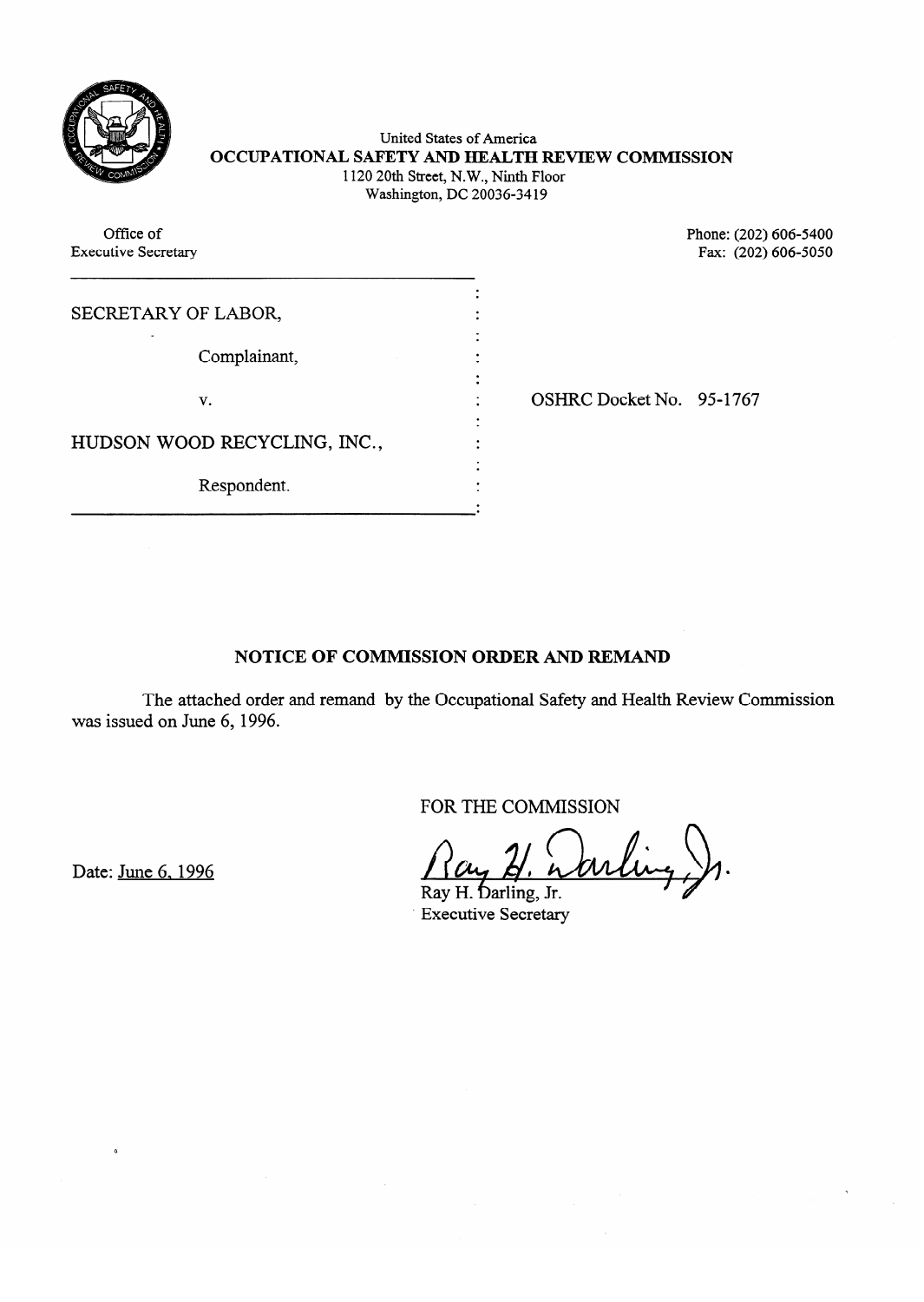United States of America
**OCCUPATIONAL SAFETY AND HEALTH REVIEW COMMISSION**
1120 20th Street, N.W., Ninth Floor
Washington, DC 20036-3419

Office of
Executive Secretary

Phone: (202) 606-5400
Fax: (202) 606-5050

SECRETARY OF LABOR,

Complainant,

v.

HUDSON WOOD RECYCLING, INC.,

Respondent.

OSHRC Docket No. 95-1767

## NOTICE OF COMMISSION ORDER AND REMAND

The attached order and remand by the Occupational Safety and Health Review Commission was issued on June 6, 1996.

FOR THE COMMISSION

Date: June 6, 1996

Ray H. Darling, Jr.
Executive Secretary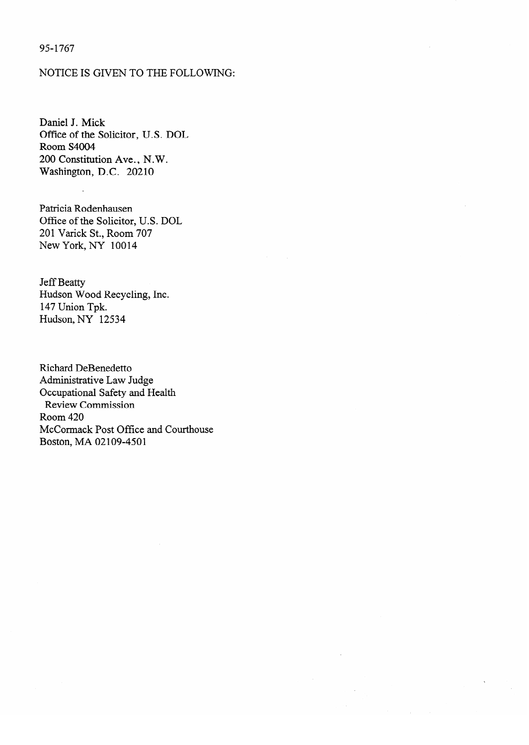95-1767

NOTICE IS GIVEN TO THE FOLLOWING:

Daniel J. Mick  
Office of the Solicitor, U.S. DOL  
Room S4004  
200 Constitution Ave., N.W.  
Washington, D.C. 20210

Patricia Rodenhausen  
Office of the Solicitor, U.S. DOL  
201 Varick St., Room 707  
New York, NY 10014

Jeff Beatty  
Hudson Wood Recycling, Inc.  
147 Union Tpk.  
Hudson, NY 12534

Richard DeBenedetto  
Administrative Law Judge  
Occupational Safety and Health  
Review Commission  
Room 420  
McCormack Post Office and Courthouse  
Boston, MA 02109-4501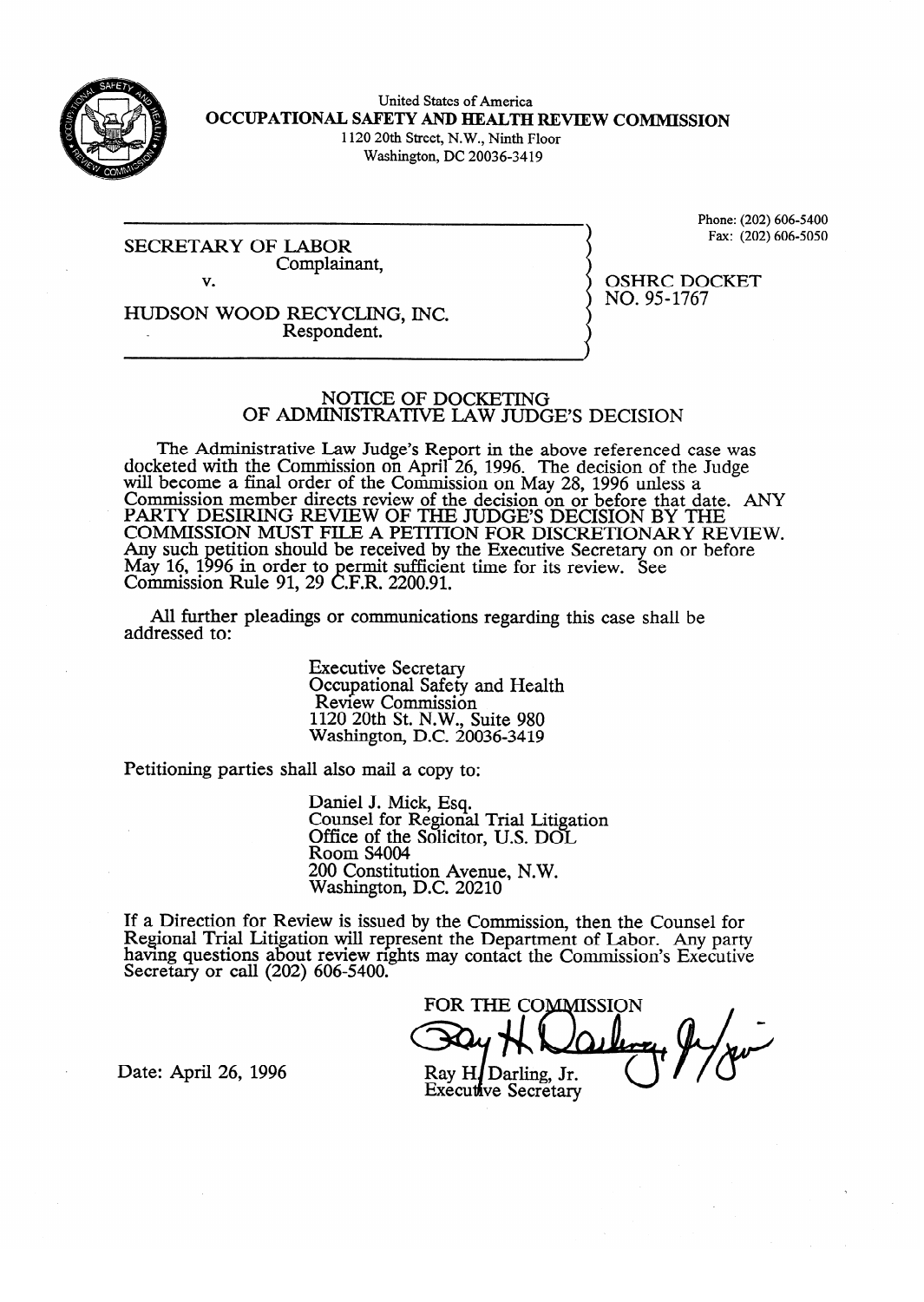United States of America
**OCCUPATIONAL SAFETY AND HEALTH REVIEW COMMISSION**
1120 20th Street, N.W., Ninth Floor
Washington, DC 20036-3419

Phone: (202) 606-5400
Fax: (202) 606-5050

SECRETARY OF LABOR
Complainant,

v.

HUDSON WOOD RECYCLING, INC.
Respondent.

OSHRC DOCKET
NO. 95-1767

## NOTICE OF DOCKETING OF ADMINISTRATIVE LAW JUDGE'S DECISION

The Administrative Law Judge's Report in the above referenced case was docketed with the Commission on April 26, 1996. The decision of the Judge will become a final order of the Commission on May 28, 1996 unless a Commission member directs review of the decision on or before that date. ANY PARTY DESIRING REVIEW OF THE JUDGE'S DECISION BY THE COMMISSION MUST FILE A PETITION FOR DISCRETIONARY REVIEW. Any such petition should be received by the Executive Secretary on or before May 16, 1996 in order to permit sufficient time for its review. See Commission Rule 91, 29 C.F.R. 2200.91.

All further pleadings or communications regarding this case shall be addressed to:

Executive Secretary
Occupational Safety and Health
Review Commission
1120 20th St. N.W., Suite 980
Washington, D.C. 20036-3419

Petitioning parties shall also mail a copy to:

Daniel J. Mick, Esq.
Counsel for Regional Trial Litigation
Office of the Solicitor, U.S. DOL
Room S4004
200 Constitution Avenue, N.W.
Washington, D.C. 20210

If a Direction for Review is issued by the Commission, then the Counsel for Regional Trial Litigation will represent the Department of Labor. Any party having questions about review rights may contact the Commission's Executive Secretary or call (202) 606-5400.

FOR THE COMMISSION

Ray H. Darling, Jr.
Executive Secretary

Date: April 26, 1996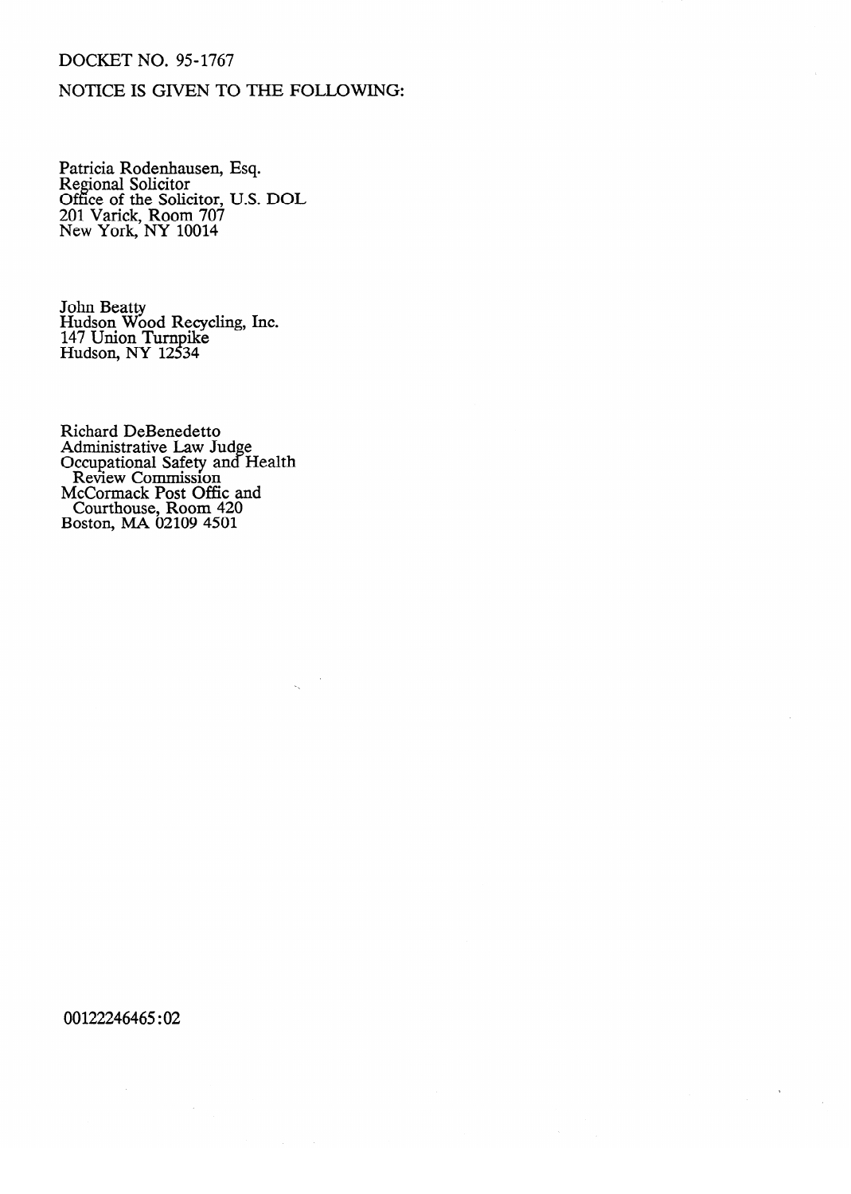DOCKET NO. 95-1767

NOTICE IS GIVEN TO THE FOLLOWING:

Patricia Rodenhausen, Esq.
Regional Solicitor
Office of the Solicitor, U.S. DOL
201 Varick, Room 707
New York, NY 10014

John Beatty
Hudson Wood Recycling, Inc.
147 Union Turnpike
Hudson, NY 12534

Richard DeBenedetto
Administrative Law Judge
Occupational Safety and Health
Review Commission
McCormack Post Offic and
Courthouse, Room 420
Boston, MA 02109 4501

00122246465:02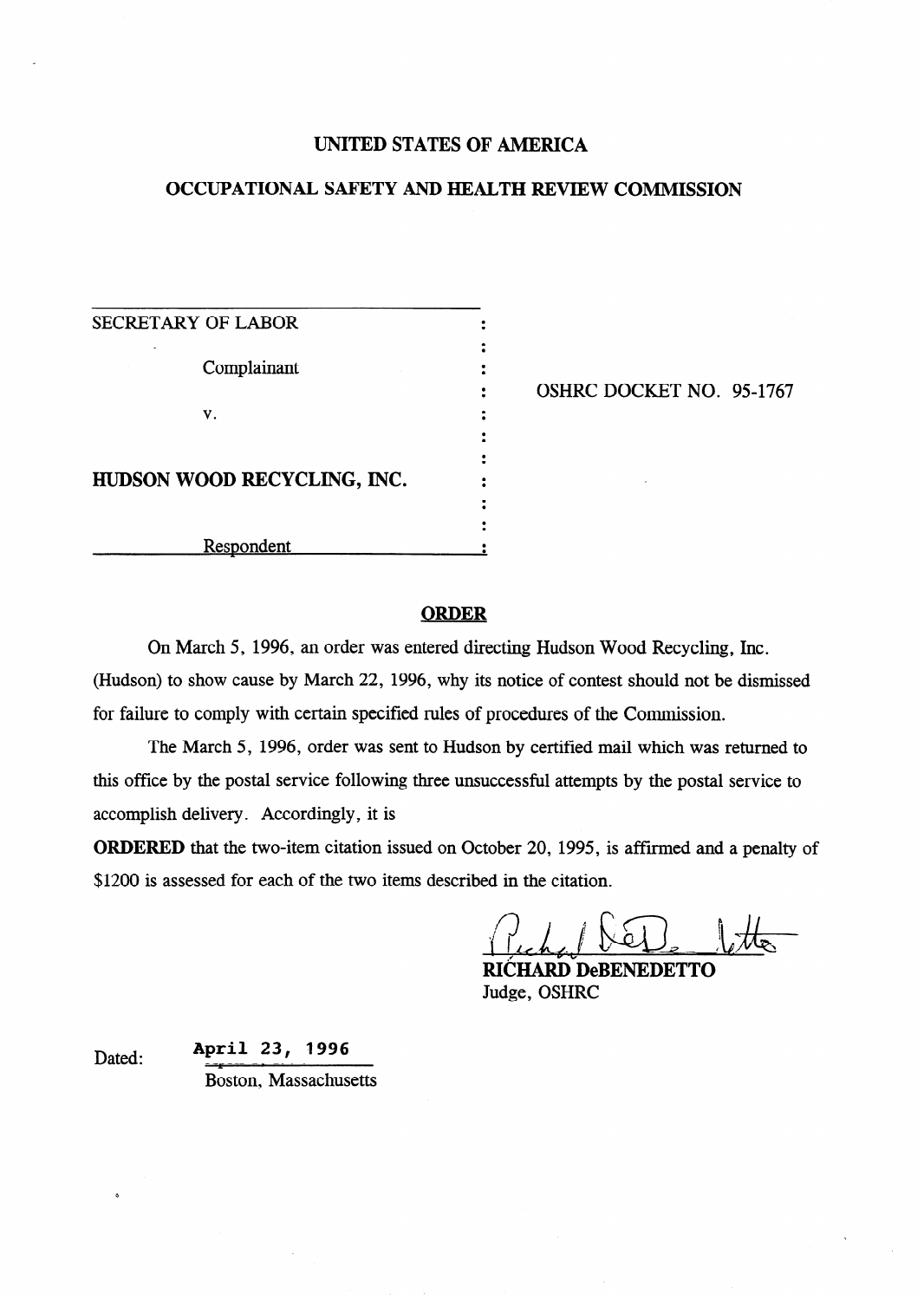# UNITED STATES OF AMERICA

## OCCUPATIONAL SAFETY AND HEALTH REVIEW COMMISSION

| | | |
|---|---|---|
| SECRETARY OF LABOR<br><br>Complainant<br><br>v.<br><br>**HUDSON WOOD RECYCLING, INC.**<br><br>Respondent | : | OSHRC DOCKET NO. 95-1767 |

## ORDER

On March 5, 1996, an order was entered directing Hudson Wood Recycling, Inc. (Hudson) to show cause by March 22, 1996, why its notice of contest should not be dismissed for failure to comply with certain specified rules of procedures of the Commission.

The March 5, 1996, order was sent to Hudson by certified mail which was returned to this office by the postal service following three unsuccessful attempts by the postal service to accomplish delivery. Accordingly, it is

**ORDERED** that the two-item citation issued on October 20, 1995, is affirmed and a penalty of $1200 is assessed for each of the two items described in the citation.

**RICHARD DeBENEDETTO**
Judge, OSHRC

Dated: April 23, 1996
Boston, Massachusetts